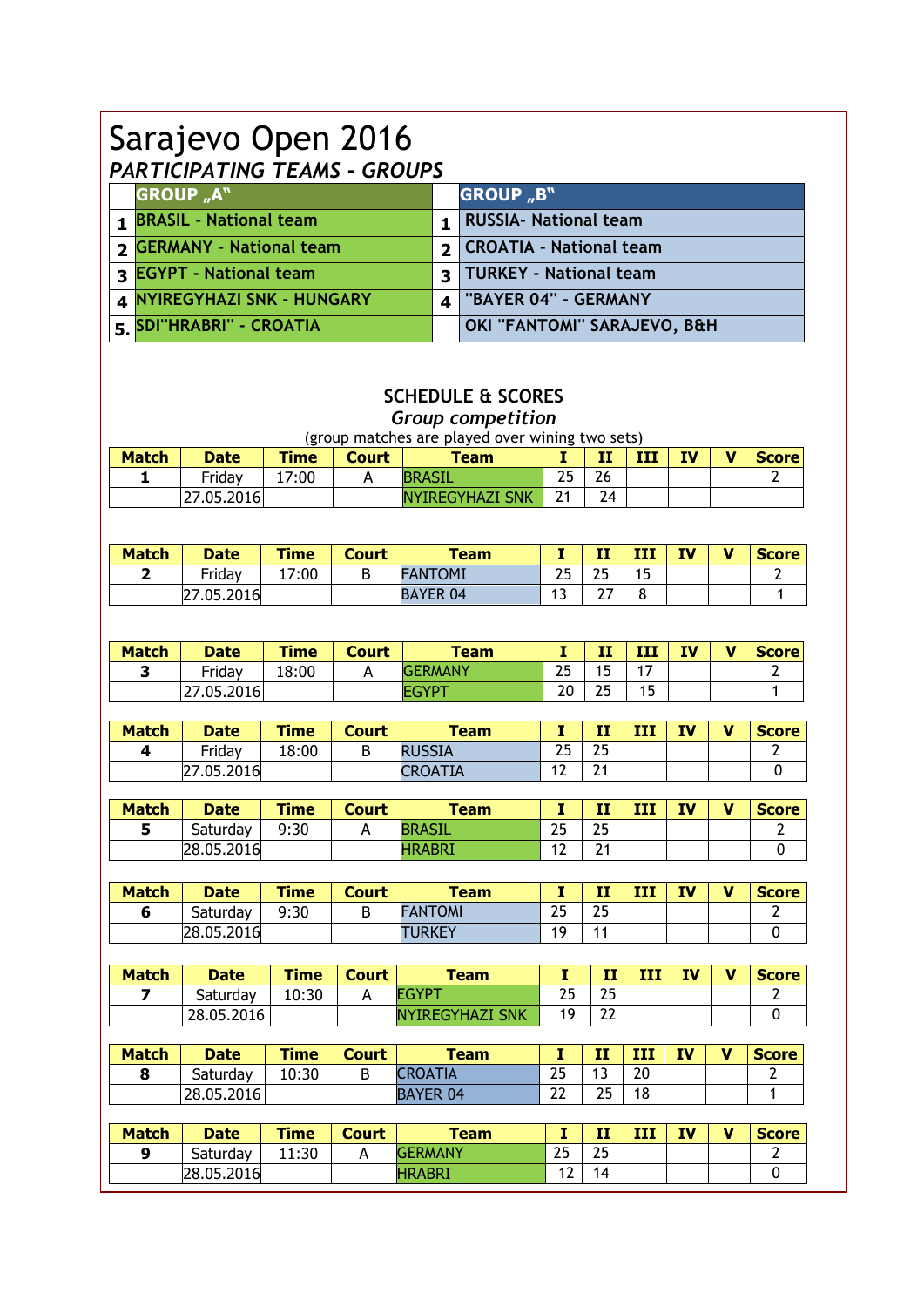# Sarajevo Open 2016

## *PARTICIPATING TEAMS - GROUPS*

| | GROUP „A" | | GROUP „B" |
|---|---|---|---|
| 1 | BRASIL - National team | 1 | RUSSIA- National team |
| 2 | GERMANY - National team | 2 | CROATIA - National team |
| 3 | EGYPT - National team | 3 | TURKEY - National team |
| 4 | NYIREGYHAZI SNK - HUNGARY | 4 | "BAYER 04" - GERMANY |
| 5. | SDI"HRABRI" - CROATIA | | OKI "FANTOMI" SARAJEVO, B&H |

## SCHEDULE & SCORES

### *Group competition*

(group matches are played over wining two sets)

| Match | Date | Time | Court | Team | I | II | III | IV | V | Score |
|---|---|---|---|---|---|---|---|---|---|---|
| 1 | Friday | 17:00 | A | BRASIL | 25 | 26 | | | | 2 |
| | 27.05.2016 | | | NYIREGYHAZI SNK | 21 | 24 | | | | |

| Match | Date | Time | Court | Team | I | II | III | IV | V | Score |
|---|---|---|---|---|---|---|---|---|---|---|
| 2 | Friday | 17:00 | B | FANTOMI | 25 | 25 | 15 | | | 2 |
| | 27.05.2016 | | | BAYER 04 | 13 | 27 | 8 | | | 1 |

| Match | Date | Time | Court | Team | I | II | III | IV | V | Score |
|---|---|---|---|---|---|---|---|---|---|---|
| 3 | Friday | 18:00 | A | GERMANY | 25 | 15 | 17 | | | 2 |
| | 27.05.2016 | | | EGYPT | 20 | 25 | 15 | | | 1 |

| Match | Date | Time | Court | Team | I | II | III | IV | V | Score |
|---|---|---|---|---|---|---|---|---|---|---|
| 4 | Friday | 18:00 | B | RUSSIA | 25 | 25 | | | | 2 |
| | 27.05.2016 | | | CROATIA | 12 | 21 | | | | 0 |

| Match | Date | Time | Court | Team | I | II | III | IV | V | Score |
|---|---|---|---|---|---|---|---|---|---|---|
| 5 | Saturday | 9:30 | A | BRASIL | 25 | 25 | | | | 2 |
| | 28.05.2016 | | | HRABRI | 12 | 21 | | | | 0 |

| Match | Date | Time | Court | Team | I | II | III | IV | V | Score |
|---|---|---|---|---|---|---|---|---|---|---|
| 6 | Saturday | 9:30 | B | FANTOMI | 25 | 25 | | | | 2 |
| | 28.05.2016 | | | TURKEY | 19 | 11 | | | | 0 |

| Match | Date | Time | Court | Team | I | II | III | IV | V | Score |
|---|---|---|---|---|---|---|---|---|---|---|
| 7 | Saturday | 10:30 | A | EGYPT | 25 | 25 | | | | 2 |
| | 28.05.2016 | | | NYIREGYHAZI SNK | 19 | 22 | | | | 0 |

| Match | Date | Time | Court | Team | I | II | III | IV | V | Score |
|---|---|---|---|---|---|---|---|---|---|---|
| 8 | Saturday | 10:30 | B | CROATIA | 25 | 13 | 20 | | | 2 |
| | 28.05.2016 | | | BAYER 04 | 22 | 25 | 18 | | | 1 |

| Match | Date | Time | Court | Team | I | II | III | IV | V | Score |
|---|---|---|---|---|---|---|---|---|---|---|
| 9 | Saturday | 11:30 | A | GERMANY | 25 | 25 | | | | 2 |
| | 28.05.2016 | | | HRABRI | 12 | 14 | | | | 0 |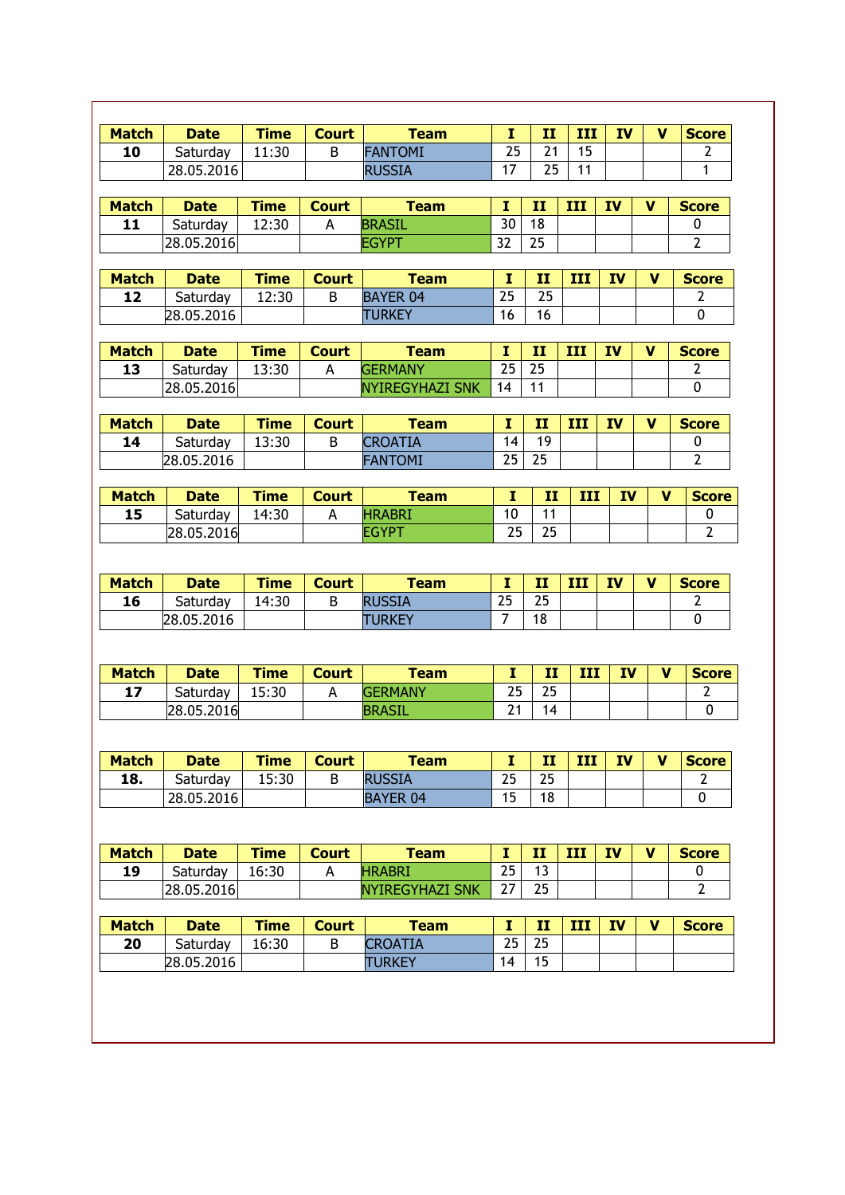| Match | Date | Time | Court | Team | I | II | III | IV | V | Score |
|---|---|---|---|---|---|---|---|---|---|---|
| 10 | Saturday | 11:30 | B | FANTOMI | 25 | 21 | 15 | | | 2 |
| | 28.05.2016 | | | RUSSIA | 17 | 25 | 11 | | | 1 |

| Match | Date | Time | Court | Team | I | II | III | IV | V | Score |
|---|---|---|---|---|---|---|---|---|---|---|
| 11 | Saturday | 12:30 | A | BRASIL | 30 | 18 | | | | 0 |
| | 28.05.2016 | | | EGYPT | 32 | 25 | | | | 2 |

| Match | Date | Time | Court | Team | I | II | III | IV | V | Score |
|---|---|---|---|---|---|---|---|---|---|---|
| 12 | Saturday | 12:30 | B | BAYER 04 | 25 | 25 | | | | 2 |
| | 28.05.2016 | | | TURKEY | 16 | 16 | | | | 0 |

| Match | Date | Time | Court | Team | I | II | III | IV | V | Score |
|---|---|---|---|---|---|---|---|---|---|---|
| 13 | Saturday | 13:30 | A | GERMANY | 25 | 25 | | | | 2 |
| | 28.05.2016 | | | NYIREGYHAZI SNK | 14 | 11 | | | | 0 |

| Match | Date | Time | Court | Team | I | II | III | IV | V | Score |
|---|---|---|---|---|---|---|---|---|---|---|
| 14 | Saturday | 13:30 | B | CROATIA | 14 | 19 | | | | 0 |
| | 28.05.2016 | | | FANTOMI | 25 | 25 | | | | 2 |

| Match | Date | Time | Court | Team | I | II | III | IV | V | Score |
|---|---|---|---|---|---|---|---|---|---|---|
| 15 | Saturday | 14:30 | A | HRABRI | 10 | 11 | | | | 0 |
| | 28.05.2016 | | | EGYPT | 25 | 25 | | | | 2 |

| Match | Date | Time | Court | Team | I | II | III | IV | V | Score |
|---|---|---|---|---|---|---|---|---|---|---|
| 16 | Saturday | 14:30 | B | RUSSIA | 25 | 25 | | | | 2 |
| | 28.05.2016 | | | TURKEY | 7 | 18 | | | | 0 |

| Match | Date | Time | Court | Team | I | II | III | IV | V | Score |
|---|---|---|---|---|---|---|---|---|---|---|
| 17 | Saturday | 15:30 | A | GERMANY | 25 | 25 | | | | 2 |
| | 28.05.2016 | | | BRASIL | 21 | 14 | | | | 0 |

| Match | Date | Time | Court | Team | I | II | III | IV | V | Score |
|---|---|---|---|---|---|---|---|---|---|---|
| 18. | Saturday | 15:30 | B | RUSSIA | 25 | 25 | | | | 2 |
| | 28.05.2016 | | | BAYER 04 | 15 | 18 | | | | 0 |

| Match | Date | Time | Court | Team | I | II | III | IV | V | Score |
|---|---|---|---|---|---|---|---|---|---|---|
| 19 | Saturday | 16:30 | A | HRABRI | 25 | 13 | | | | 0 |
| | 28.05.2016 | | | NYIREGYHAZI SNK | 27 | 25 | | | | 2 |

| Match | Date | Time | Court | Team | I | II | III | IV | V | Score |
|---|---|---|---|---|---|---|---|---|---|---|
| 20 | Saturday | 16:30 | B | CROATIA | 25 | 25 | | | | |
| | 28.05.2016 | | | TURKEY | 14 | 15 | | | | |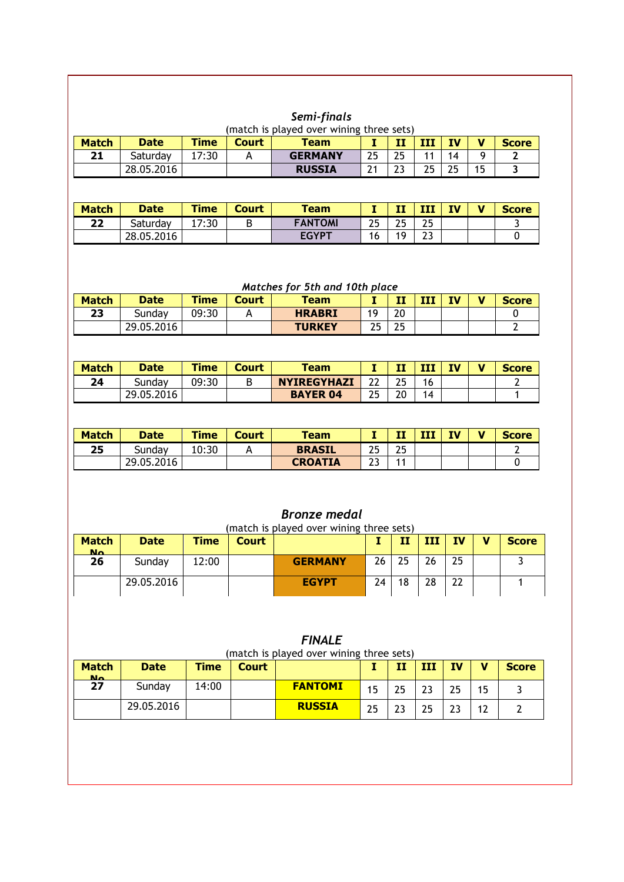## *Semi-finals*

(match is played over wining three sets)

| Match | Date | Time | Court | Team | I | II | III | IV | V | Score |
|---|---|---|---|---|---|---|---|---|---|---|
| **21** | Saturday | 17:30 | A | **GERMANY** | 25 | 25 | 11 | 14 | 9 | **2** |
| | 28.05.2016 | | | **RUSSIA** | 21 | 23 | 25 | 25 | 15 | **3** |

| Match | Date | Time | Court | Team | I | II | III | IV | V | Score |
|---|---|---|---|---|---|---|---|---|---|---|
| **22** | Saturday | 17:30 | B | **FANTOMI** | 25 | 25 | 25 | | | 3 |
| | 28.05.2016 | | | **EGYPT** | 16 | 19 | 23 | | | 0 |

## *Matches for 5th and 10th place*

| Match | Date | Time | Court | Team | I | II | III | IV | V | Score |
|---|---|---|---|---|---|---|---|---|---|---|
| **23** | Sunday | 09:30 | A | **HRABRI** | 19 | 20 | | | | 0 |
| | 29.05.2016 | | | **TURKEY** | 25 | 25 | | | | 2 |

| Match | Date | Time | Court | Team | I | II | III | IV | V | Score |
|---|---|---|---|---|---|---|---|---|---|---|
| **24** | Sunday | 09:30 | B | **NYIREGYHAZI** | 22 | 25 | 16 | | | 2 |
| | 29.05.2016 | | | **BAYER 04** | 25 | 20 | 14 | | | 1 |

| Match | Date | Time | Court | Team | I | II | III | IV | V | Score |
|---|---|---|---|---|---|---|---|---|---|---|
| **25** | Sunday | 10:30 | A | **BRASIL** | 25 | 25 | | | | 2 |
| | 29.05.2016 | | | **CROATIA** | 23 | 11 | | | | 0 |

## *Bronze medal*

(match is played over wining three sets)

| Match No | Date | Time | Court | | I | II | III | IV | V | Score |
|---|---|---|---|---|---|---|---|---|---|---|
| **26** | Sunday | 12:00 | | **GERMANY** | 26 | 25 | 26 | 25 | | 3 |
| | 29.05.2016 | | | **EGYPT** | 24 | 18 | 28 | 22 | | 1 |

## *FINALE*

(match is played over wining three sets)

| Match No | Date | Time | Court | | I | II | III | IV | V | Score |
|---|---|---|---|---|---|---|---|---|---|---|
| **27** | Sunday | 14:00 | | **FANTOMI** | 15 | 25 | 23 | 25 | 15 | 3 |
| | 29.05.2016 | | | **RUSSIA** | 25 | 23 | 25 | 23 | 12 | 2 |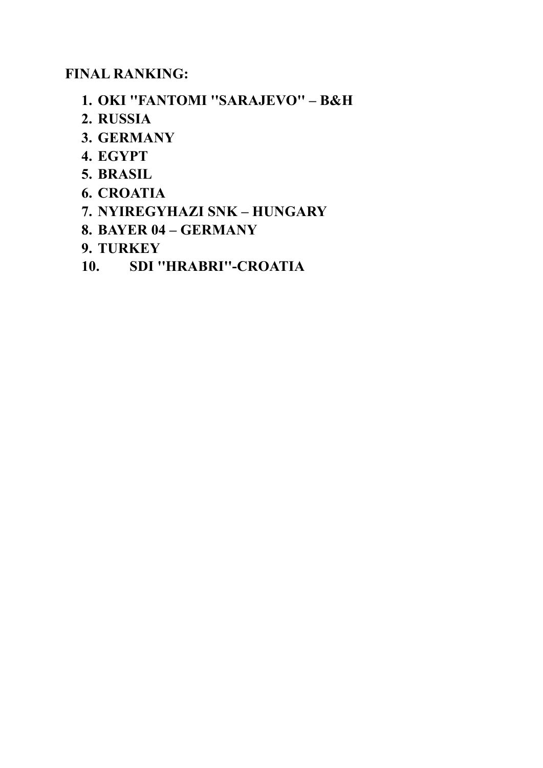**FINAL RANKING:**

1. **OKI "FANTOMI "SARAJEVO" – B&H**
2. **RUSSIA**
3. **GERMANY**
4. **EGYPT**
5. **BRASIL**
6. **CROATIA**
7. **NYIREGYHAZI SNK – HUNGARY**
8. **BAYER 04 – GERMANY**
9. **TURKEY**
10. **SDI "HRABRI"-CROATIA**